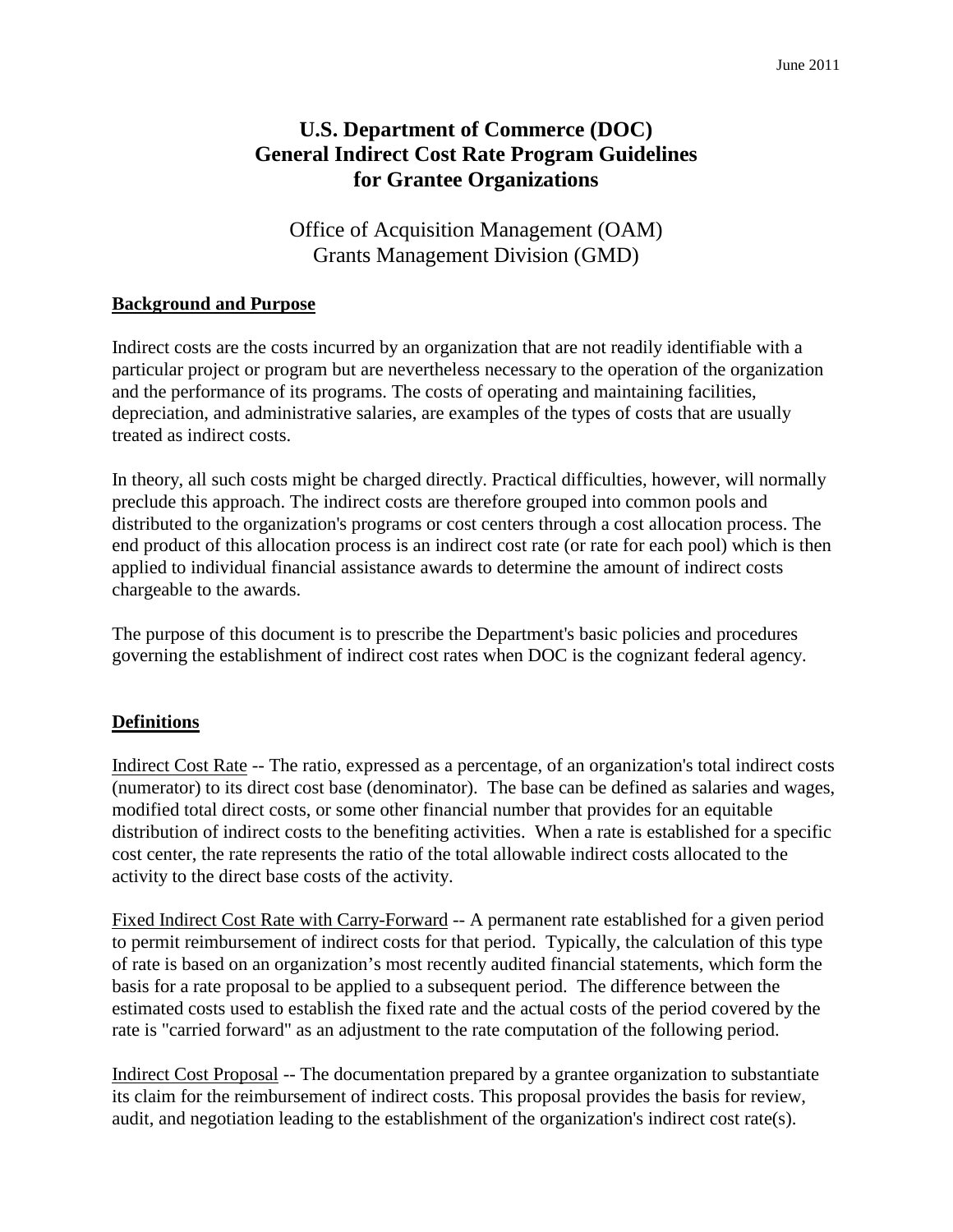June 2011

# U.S. Department of Commerce (DOC) General Indirect Cost Rate Program Guidelines for Grantee Organizations

Office of Acquisition Management (OAM)
Grants Management Division (GMD)

## Background and Purpose

Indirect costs are the costs incurred by an organization that are not readily identifiable with a particular project or program but are nevertheless necessary to the operation of the organization and the performance of its programs. The costs of operating and maintaining facilities, depreciation, and administrative salaries, are examples of the types of costs that are usually treated as indirect costs.

In theory, all such costs might be charged directly. Practical difficulties, however, will normally preclude this approach. The indirect costs are therefore grouped into common pools and distributed to the organization's programs or cost centers through a cost allocation process. The end product of this allocation process is an indirect cost rate (or rate for each pool) which is then applied to individual financial assistance awards to determine the amount of indirect costs chargeable to the awards.

The purpose of this document is to prescribe the Department's basic policies and procedures governing the establishment of indirect cost rates when DOC is the cognizant federal agency.

## Definitions

Indirect Cost Rate -- The ratio, expressed as a percentage, of an organization's total indirect costs (numerator) to its direct cost base (denominator). The base can be defined as salaries and wages, modified total direct costs, or some other financial number that provides for an equitable distribution of indirect costs to the benefiting activities. When a rate is established for a specific cost center, the rate represents the ratio of the total allowable indirect costs allocated to the activity to the direct base costs of the activity.

Fixed Indirect Cost Rate with Carry-Forward -- A permanent rate established for a given period to permit reimbursement of indirect costs for that period. Typically, the calculation of this type of rate is based on an organization's most recently audited financial statements, which form the basis for a rate proposal to be applied to a subsequent period. The difference between the estimated costs used to establish the fixed rate and the actual costs of the period covered by the rate is "carried forward" as an adjustment to the rate computation of the following period.

Indirect Cost Proposal -- The documentation prepared by a grantee organization to substantiate its claim for the reimbursement of indirect costs. This proposal provides the basis for review, audit, and negotiation leading to the establishment of the organization's indirect cost rate(s).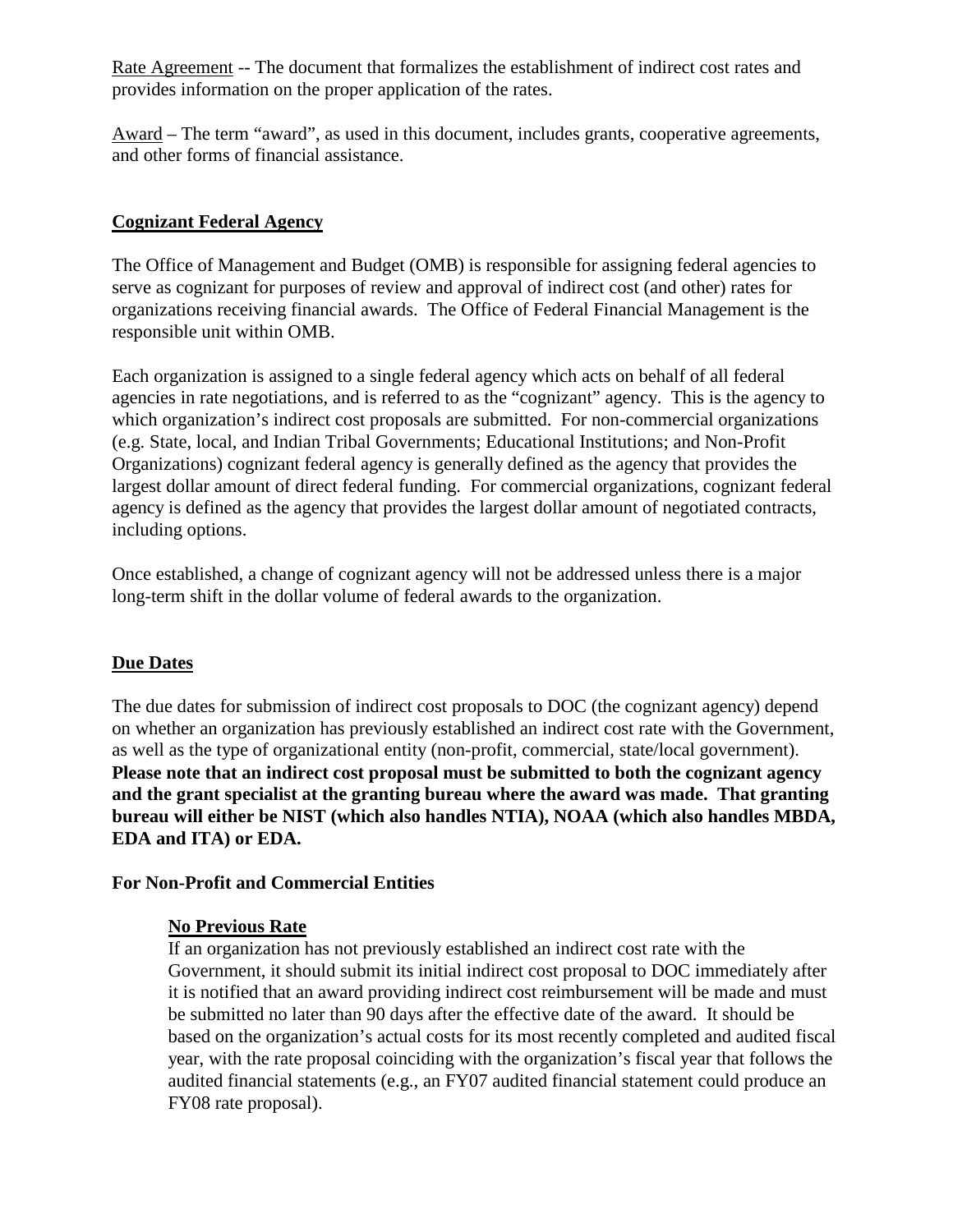Rate Agreement -- The document that formalizes the establishment of indirect cost rates and provides information on the proper application of the rates.

Award – The term "award", as used in this document, includes grants, cooperative agreements, and other forms of financial assistance.

## Cognizant Federal Agency

The Office of Management and Budget (OMB) is responsible for assigning federal agencies to serve as cognizant for purposes of review and approval of indirect cost (and other) rates for organizations receiving financial awards. The Office of Federal Financial Management is the responsible unit within OMB.

Each organization is assigned to a single federal agency which acts on behalf of all federal agencies in rate negotiations, and is referred to as the "cognizant" agency. This is the agency to which organization's indirect cost proposals are submitted. For non-commercial organizations (e.g. State, local, and Indian Tribal Governments; Educational Institutions; and Non-Profit Organizations) cognizant federal agency is generally defined as the agency that provides the largest dollar amount of direct federal funding. For commercial organizations, cognizant federal agency is defined as the agency that provides the largest dollar amount of negotiated contracts, including options.

Once established, a change of cognizant agency will not be addressed unless there is a major long-term shift in the dollar volume of federal awards to the organization.

## Due Dates

The due dates for submission of indirect cost proposals to DOC (the cognizant agency) depend on whether an organization has previously established an indirect cost rate with the Government, as well as the type of organizational entity (non-profit, commercial, state/local government). **Please note that an indirect cost proposal must be submitted to both the cognizant agency and the grant specialist at the granting bureau where the award was made. That granting bureau will either be NIST (which also handles NTIA), NOAA (which also handles MBDA, EDA and ITA) or EDA.**

### For Non-Profit and Commercial Entities

#### No Previous Rate

If an organization has not previously established an indirect cost rate with the Government, it should submit its initial indirect cost proposal to DOC immediately after it is notified that an award providing indirect cost reimbursement will be made and must be submitted no later than 90 days after the effective date of the award. It should be based on the organization's actual costs for its most recently completed and audited fiscal year, with the rate proposal coinciding with the organization's fiscal year that follows the audited financial statements (e.g., an FY07 audited financial statement could produce an FY08 rate proposal).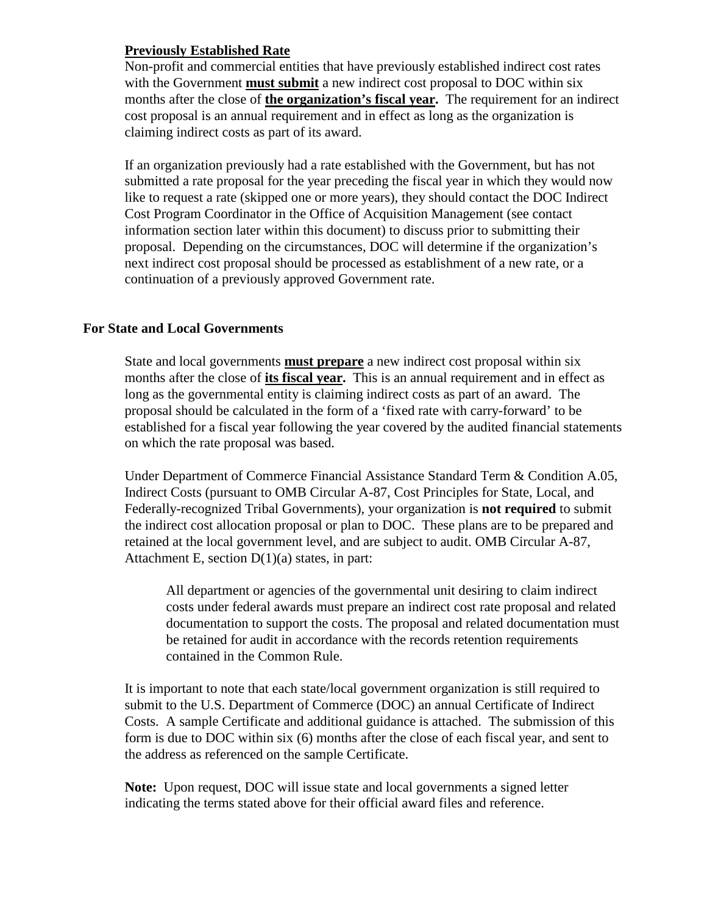**<u>Previously Established Rate</u>**

Non-profit and commercial entities that have previously established indirect cost rates with the Government **<u>must submit</u>** a new indirect cost proposal to DOC within six months after the close of **<u>the organization's fiscal year</u>.** The requirement for an indirect cost proposal is an annual requirement and in effect as long as the organization is claiming indirect costs as part of its award.

If an organization previously had a rate established with the Government, but has not submitted a rate proposal for the year preceding the fiscal year in which they would now like to request a rate (skipped one or more years), they should contact the DOC Indirect Cost Program Coordinator in the Office of Acquisition Management (see contact information section later within this document) to discuss prior to submitting their proposal. Depending on the circumstances, DOC will determine if the organization's next indirect cost proposal should be processed as establishment of a new rate, or a continuation of a previously approved Government rate.

## For State and Local Governments

State and local governments **<u>must prepare</u>** a new indirect cost proposal within six months after the close of **<u>its fiscal year</u>.** This is an annual requirement and in effect as long as the governmental entity is claiming indirect costs as part of an award. The proposal should be calculated in the form of a 'fixed rate with carry-forward' to be established for a fiscal year following the year covered by the audited financial statements on which the rate proposal was based.

Under Department of Commerce Financial Assistance Standard Term & Condition A.05, Indirect Costs (pursuant to OMB Circular A-87, Cost Principles for State, Local, and Federally-recognized Tribal Governments), your organization is **not required** to submit the indirect cost allocation proposal or plan to DOC. These plans are to be prepared and retained at the local government level, and are subject to audit. OMB Circular A-87, Attachment E, section D(1)(a) states, in part:

> All department or agencies of the governmental unit desiring to claim indirect costs under federal awards must prepare an indirect cost rate proposal and related documentation to support the costs. The proposal and related documentation must be retained for audit in accordance with the records retention requirements contained in the Common Rule.

It is important to note that each state/local government organization is still required to submit to the U.S. Department of Commerce (DOC) an annual Certificate of Indirect Costs. A sample Certificate and additional guidance is attached. The submission of this form is due to DOC within six (6) months after the close of each fiscal year, and sent to the address as referenced on the sample Certificate.

**Note:** Upon request, DOC will issue state and local governments a signed letter indicating the terms stated above for their official award files and reference.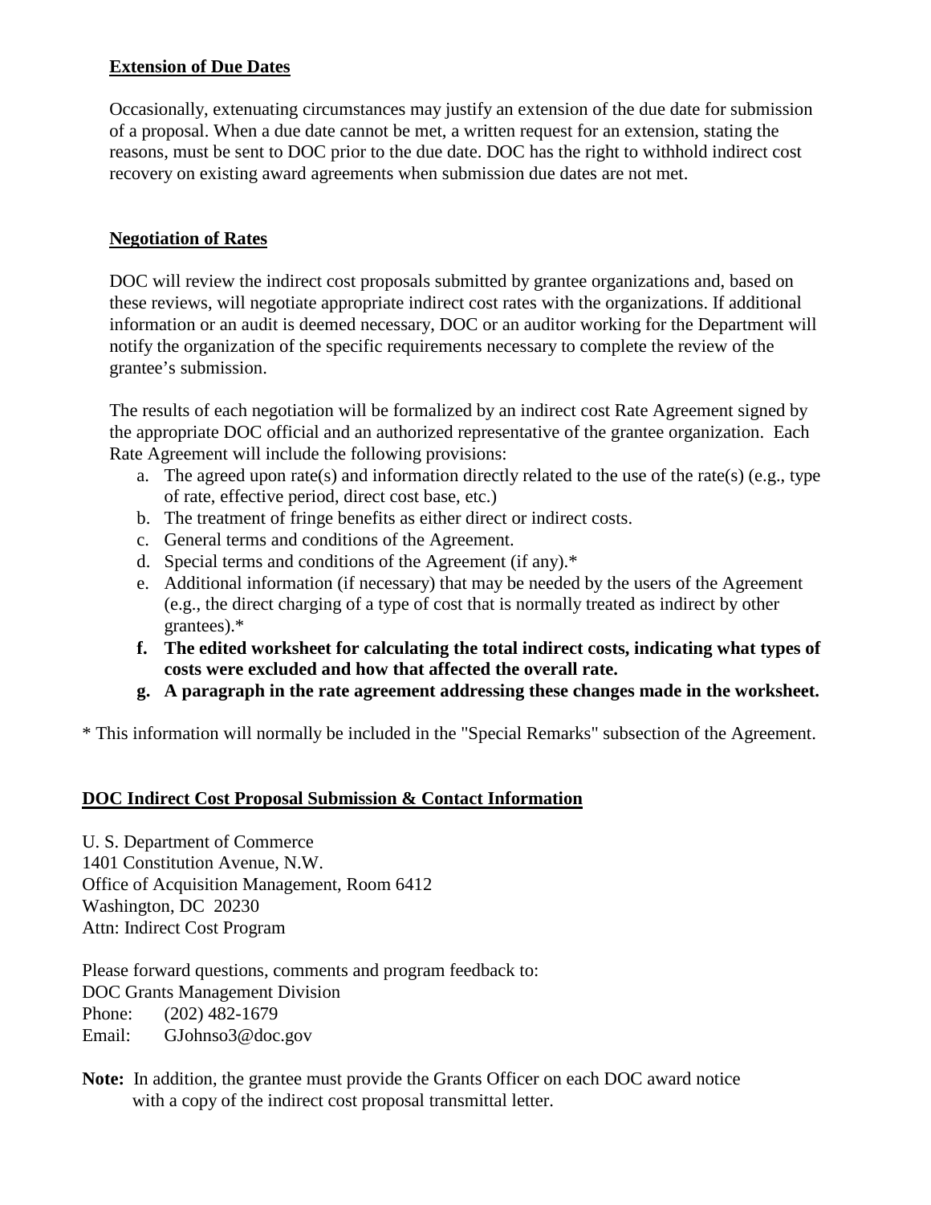**Extension of Due Dates**

Occasionally, extenuating circumstances may justify an extension of the due date for submission of a proposal. When a due date cannot be met, a written request for an extension, stating the reasons, must be sent to DOC prior to the due date. DOC has the right to withhold indirect cost recovery on existing award agreements when submission due dates are not met.

**Negotiation of Rates**

DOC will review the indirect cost proposals submitted by grantee organizations and, based on these reviews, will negotiate appropriate indirect cost rates with the organizations. If additional information or an audit is deemed necessary, DOC or an auditor working for the Department will notify the organization of the specific requirements necessary to complete the review of the grantee's submission.

The results of each negotiation will be formalized by an indirect cost Rate Agreement signed by the appropriate DOC official and an authorized representative of the grantee organization. Each Rate Agreement will include the following provisions:

a. The agreed upon rate(s) and information directly related to the use of the rate(s) (e.g., type of rate, effective period, direct cost base, etc.)
b. The treatment of fringe benefits as either direct or indirect costs.
c. General terms and conditions of the Agreement.
d. Special terms and conditions of the Agreement (if any).*
e. Additional information (if necessary) that may be needed by the users of the Agreement (e.g., the direct charging of a type of cost that is normally treated as indirect by other grantees).*
f. **The edited worksheet for calculating the total indirect costs, indicating what types of costs were excluded and how that affected the overall rate.**
g. **A paragraph in the rate agreement addressing these changes made in the worksheet.**

* This information will normally be included in the "Special Remarks" subsection of the Agreement.

**DOC Indirect Cost Proposal Submission & Contact Information**

U. S. Department of Commerce
1401 Constitution Avenue, N.W.
Office of Acquisition Management, Room 6412
Washington, DC 20230
Attn: Indirect Cost Program

Please forward questions, comments and program feedback to:
DOC Grants Management Division
Phone: (202) 482-1679
Email: GJohnso3@doc.gov

**Note:** In addition, the grantee must provide the Grants Officer on each DOC award notice with a copy of the indirect cost proposal transmittal letter.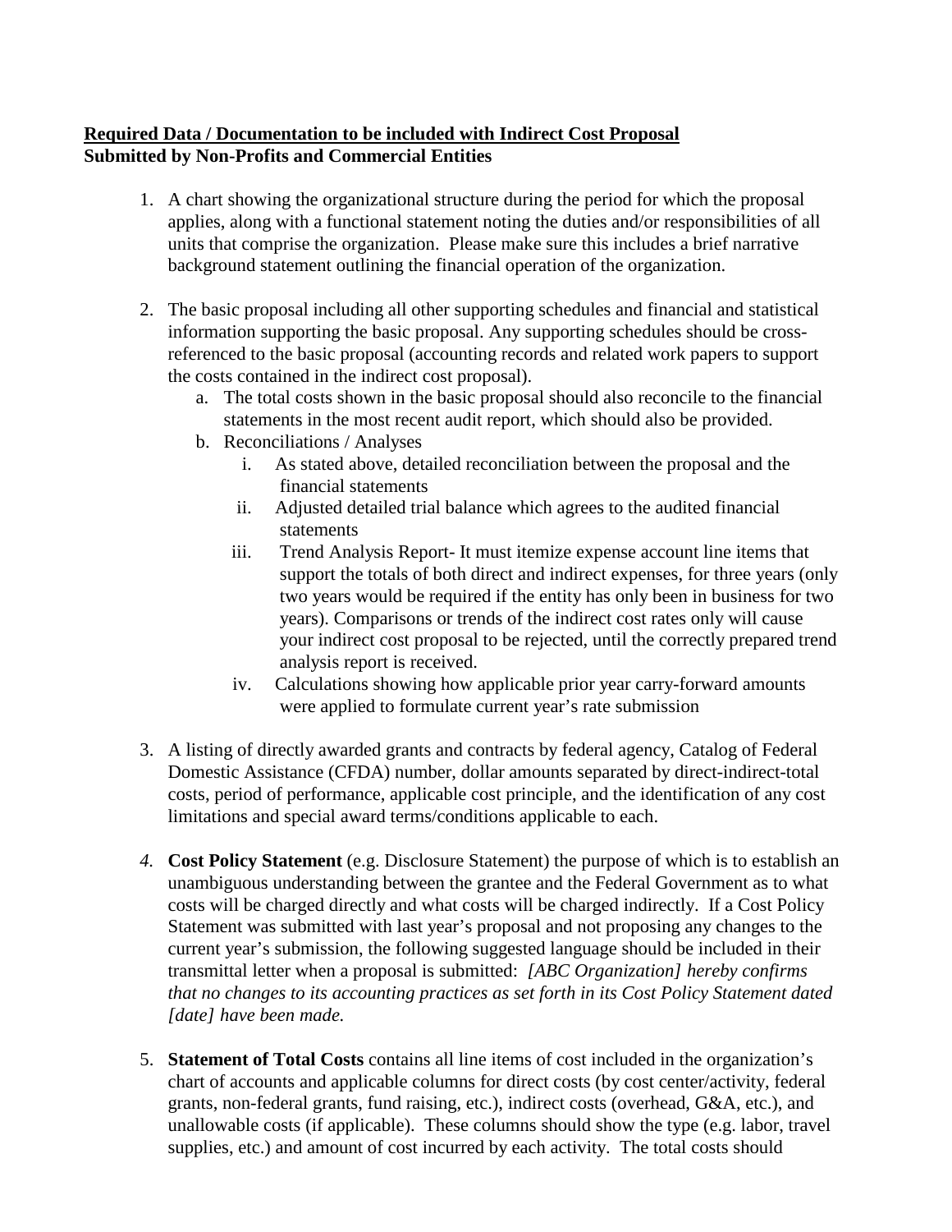**<u>Required Data / Documentation to be included with Indirect Cost Proposal</u>**
**Submitted by Non-Profits and Commercial Entities**

1. A chart showing the organizational structure during the period for which the proposal applies, along with a functional statement noting the duties and/or responsibilities of all units that comprise the organization. Please make sure this includes a brief narrative background statement outlining the financial operation of the organization.

2. The basic proposal including all other supporting schedules and financial and statistical information supporting the basic proposal. Any supporting schedules should be cross-referenced to the basic proposal (accounting records and related work papers to support the costs contained in the indirect cost proposal).
   a. The total costs shown in the basic proposal should also reconcile to the financial statements in the most recent audit report, which should also be provided.
   b. Reconciliations / Analyses
      i. As stated above, detailed reconciliation between the proposal and the financial statements
      ii. Adjusted detailed trial balance which agrees to the audited financial statements
      iii. Trend Analysis Report- It must itemize expense account line items that support the totals of both direct and indirect expenses, for three years (only two years would be required if the entity has only been in business for two years). Comparisons or trends of the indirect cost rates only will cause your indirect cost proposal to be rejected, until the correctly prepared trend analysis report is received.
      iv. Calculations showing how applicable prior year carry-forward amounts were applied to formulate current year's rate submission

3. A listing of directly awarded grants and contracts by federal agency, Catalog of Federal Domestic Assistance (CFDA) number, dollar amounts separated by direct-indirect-total costs, period of performance, applicable cost principle, and the identification of any cost limitations and special award terms/conditions applicable to each.

4. **Cost Policy Statement** (e.g. Disclosure Statement) the purpose of which is to establish an unambiguous understanding between the grantee and the Federal Government as to what costs will be charged directly and what costs will be charged indirectly. If a Cost Policy Statement was submitted with last year's proposal and not proposing any changes to the current year's submission, the following suggested language should be included in their transmittal letter when a proposal is submitted: *[ABC Organization] hereby confirms that no changes to its accounting practices as set forth in its Cost Policy Statement dated [date] have been made.*

5. **Statement of Total Costs** contains all line items of cost included in the organization's chart of accounts and applicable columns for direct costs (by cost center/activity, federal grants, non-federal grants, fund raising, etc.), indirect costs (overhead, G&A, etc.), and unallowable costs (if applicable). These columns should show the type (e.g. labor, travel supplies, etc.) and amount of cost incurred by each activity. The total costs should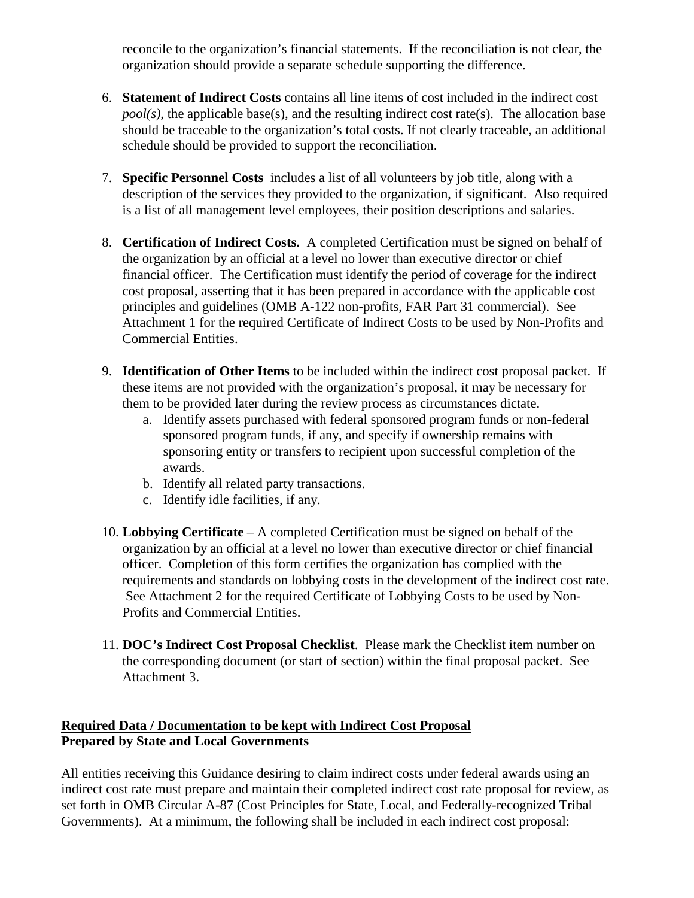reconcile to the organization's financial statements. If the reconciliation is not clear, the organization should provide a separate schedule supporting the difference.

6. **Statement of Indirect Costs** contains all line items of cost included in the indirect cost *pool(s)*, the applicable base(s), and the resulting indirect cost rate(s). The allocation base should be traceable to the organization's total costs. If not clearly traceable, an additional schedule should be provided to support the reconciliation.

7. **Specific Personnel Costs** includes a list of all volunteers by job title, along with a description of the services they provided to the organization, if significant. Also required is a list of all management level employees, their position descriptions and salaries.

8. **Certification of Indirect Costs.** A completed Certification must be signed on behalf of the organization by an official at a level no lower than executive director or chief financial officer. The Certification must identify the period of coverage for the indirect cost proposal, asserting that it has been prepared in accordance with the applicable cost principles and guidelines (OMB A-122 non-profits, FAR Part 31 commercial). See Attachment 1 for the required Certificate of Indirect Costs to be used by Non-Profits and Commercial Entities.

9. **Identification of Other Items** to be included within the indirect cost proposal packet. If these items are not provided with the organization's proposal, it may be necessary for them to be provided later during the review process as circumstances dictate.
   a. Identify assets purchased with federal sponsored program funds or non-federal sponsored program funds, if any, and specify if ownership remains with sponsoring entity or transfers to recipient upon successful completion of the awards.
   b. Identify all related party transactions.
   c. Identify idle facilities, if any.

10. **Lobbying Certificate** – A completed Certification must be signed on behalf of the organization by an official at a level no lower than executive director or chief financial officer. Completion of this form certifies the organization has complied with the requirements and standards on lobbying costs in the development of the indirect cost rate. See Attachment 2 for the required Certificate of Lobbying Costs to be used by Non-Profits and Commercial Entities.

11. **DOC's Indirect Cost Proposal Checklist**. Please mark the Checklist item number on the corresponding document (or start of section) within the final proposal packet. See Attachment 3.

**Required Data / Documentation to be kept with Indirect Cost Proposal**
**Prepared by State and Local Governments**

All entities receiving this Guidance desiring to claim indirect costs under federal awards using an indirect cost rate must prepare and maintain their completed indirect cost rate proposal for review, as set forth in OMB Circular A-87 (Cost Principles for State, Local, and Federally-recognized Tribal Governments). At a minimum, the following shall be included in each indirect cost proposal: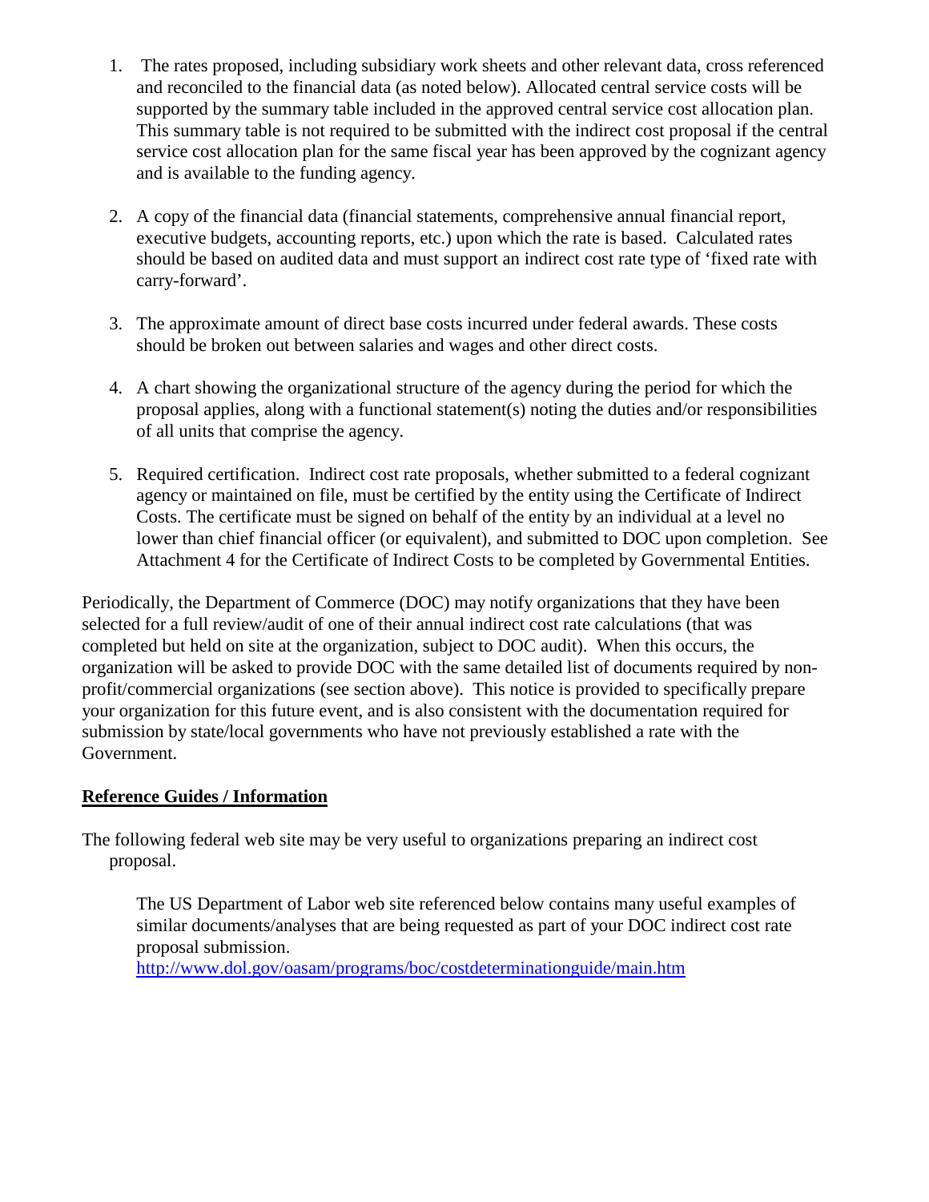1. The rates proposed, including subsidiary work sheets and other relevant data, cross referenced and reconciled to the financial data (as noted below). Allocated central service costs will be supported by the summary table included in the approved central service cost allocation plan. This summary table is not required to be submitted with the indirect cost proposal if the central service cost allocation plan for the same fiscal year has been approved by the cognizant agency and is available to the funding agency.

2. A copy of the financial data (financial statements, comprehensive annual financial report, executive budgets, accounting reports, etc.) upon which the rate is based. Calculated rates should be based on audited data and must support an indirect cost rate type of 'fixed rate with carry-forward'.

3. The approximate amount of direct base costs incurred under federal awards. These costs should be broken out between salaries and wages and other direct costs.

4. A chart showing the organizational structure of the agency during the period for which the proposal applies, along with a functional statement(s) noting the duties and/or responsibilities of all units that comprise the agency.

5. Required certification. Indirect cost rate proposals, whether submitted to a federal cognizant agency or maintained on file, must be certified by the entity using the Certificate of Indirect Costs. The certificate must be signed on behalf of the entity by an individual at a level no lower than chief financial officer (or equivalent), and submitted to DOC upon completion. See Attachment 4 for the Certificate of Indirect Costs to be completed by Governmental Entities.

Periodically, the Department of Commerce (DOC) may notify organizations that they have been selected for a full review/audit of one of their annual indirect cost rate calculations (that was completed but held on site at the organization, subject to DOC audit). When this occurs, the organization will be asked to provide DOC with the same detailed list of documents required by non-profit/commercial organizations (see section above). This notice is provided to specifically prepare your organization for this future event, and is also consistent with the documentation required for submission by state/local governments who have not previously established a rate with the Government.

## Reference Guides / Information

The following federal web site may be very useful to organizations preparing an indirect cost proposal.

The US Department of Labor web site referenced below contains many useful examples of similar documents/analyses that are being requested as part of your DOC indirect cost rate proposal submission.
http://www.dol.gov/oasam/programs/boc/costdeterminationguide/main.htm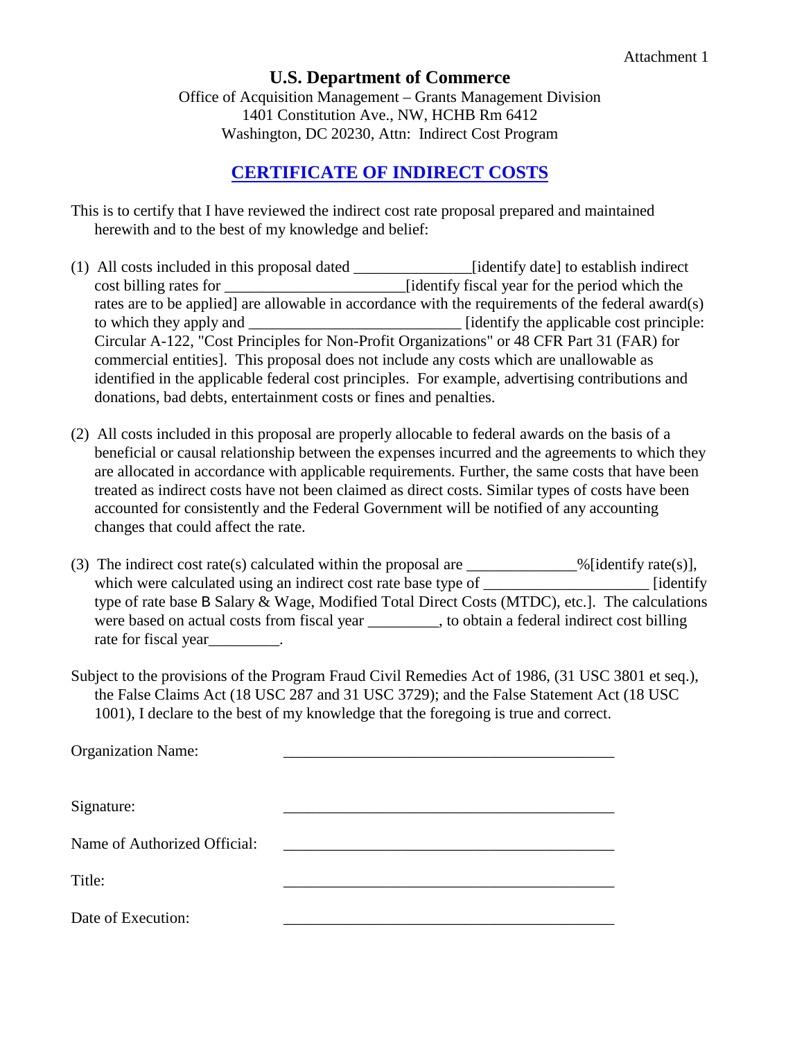Attachment 1

**U.S. Department of Commerce**

Office of Acquisition Management – Grants Management Division
1401 Constitution Ave., NW, HCHB Rm 6412
Washington, DC 20230, Attn: Indirect Cost Program

## CERTIFICATE OF INDIRECT COSTS

This is to certify that I have reviewed the indirect cost rate proposal prepared and maintained herewith and to the best of my knowledge and belief:

(1) All costs included in this proposal dated _______________[identify date] to establish indirect cost billing rates for ________________________[identify fiscal year for the period which the rates are to be applied] are allowable in accordance with the requirements of the federal award(s) to which they apply and ___________________________ [identify the applicable cost principle: Circular A-122, "Cost Principles for Non-Profit Organizations" or 48 CFR Part 31 (FAR) for commercial entities]. This proposal does not include any costs which are unallowable as identified in the applicable federal cost principles. For example, advertising contributions and donations, bad debts, entertainment costs or fines and penalties.

(2) All costs included in this proposal are properly allocable to federal awards on the basis of a beneficial or causal relationship between the expenses incurred and the agreements to which they are allocated in accordance with applicable requirements. Further, the same costs that have been treated as indirect costs have not been claimed as direct costs. Similar types of costs have been accounted for consistently and the Federal Government will be notified of any accounting changes that could affect the rate.

(3) The indirect cost rate(s) calculated within the proposal are ______________%[identify rate(s)], which were calculated using an indirect cost rate base type of _____________________ [identify type of rate base B Salary & Wage, Modified Total Direct Costs (MTDC), etc.]. The calculations were based on actual costs from fiscal year _________, to obtain a federal indirect cost billing rate for fiscal year_________.

Subject to the provisions of the Program Fraud Civil Remedies Act of 1986, (31 USC 3801 et seq.), the False Claims Act (18 USC 287 and 31 USC 3729); and the False Statement Act (18 USC 1001), I declare to the best of my knowledge that the foregoing is true and correct.

Organization Name: ____________________________________________

Signature: ____________________________________________

Name of Authorized Official: ____________________________________________

Title: ____________________________________________

Date of Execution: ____________________________________________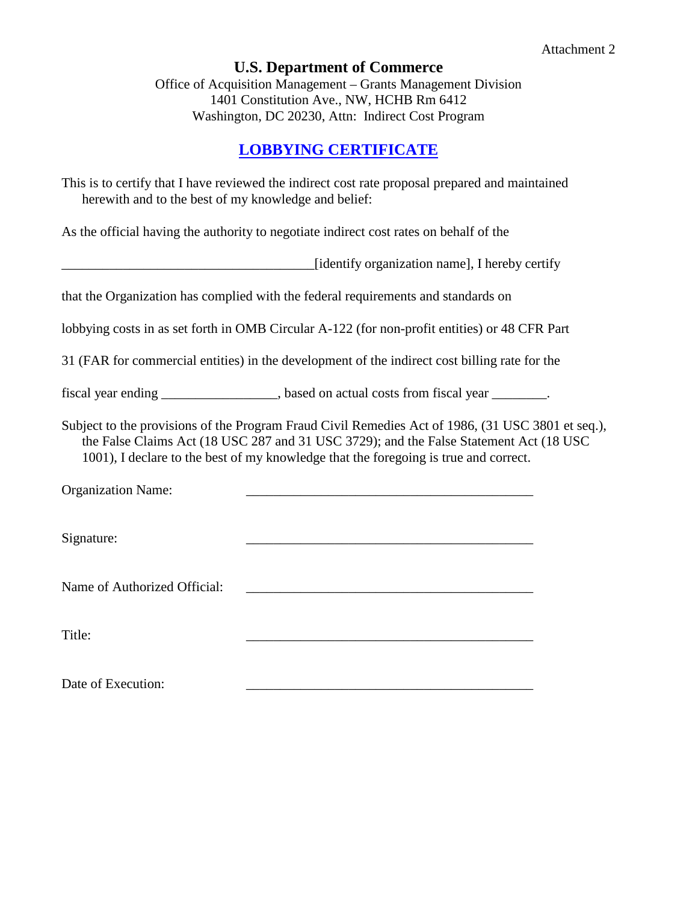Attachment 2

**U.S. Department of Commerce**

Office of Acquisition Management – Grants Management Division
1401 Constitution Ave., NW, HCHB Rm 6412
Washington, DC 20230, Attn: Indirect Cost Program

## LOBBYING CERTIFICATE

This is to certify that I have reviewed the indirect cost rate proposal prepared and maintained herewith and to the best of my knowledge and belief:

As the official having the authority to negotiate indirect cost rates on behalf of the

_____________________________________[identify organization name], I hereby certify

that the Organization has complied with the federal requirements and standards on

lobbying costs in as set forth in OMB Circular A-122 (for non-profit entities) or 48 CFR Part

31 (FAR for commercial entities) in the development of the indirect cost billing rate for the

fiscal year ending _________________, based on actual costs from fiscal year ________.

Subject to the provisions of the Program Fraud Civil Remedies Act of 1986, (31 USC 3801 et seq.), the False Claims Act (18 USC 287 and 31 USC 3729); and the False Statement Act (18 USC 1001), I declare to the best of my knowledge that the foregoing is true and correct.

Organization Name: ___________________________________________

Signature: ___________________________________________

Name of Authorized Official: ___________________________________________

Title: ___________________________________________

Date of Execution: ___________________________________________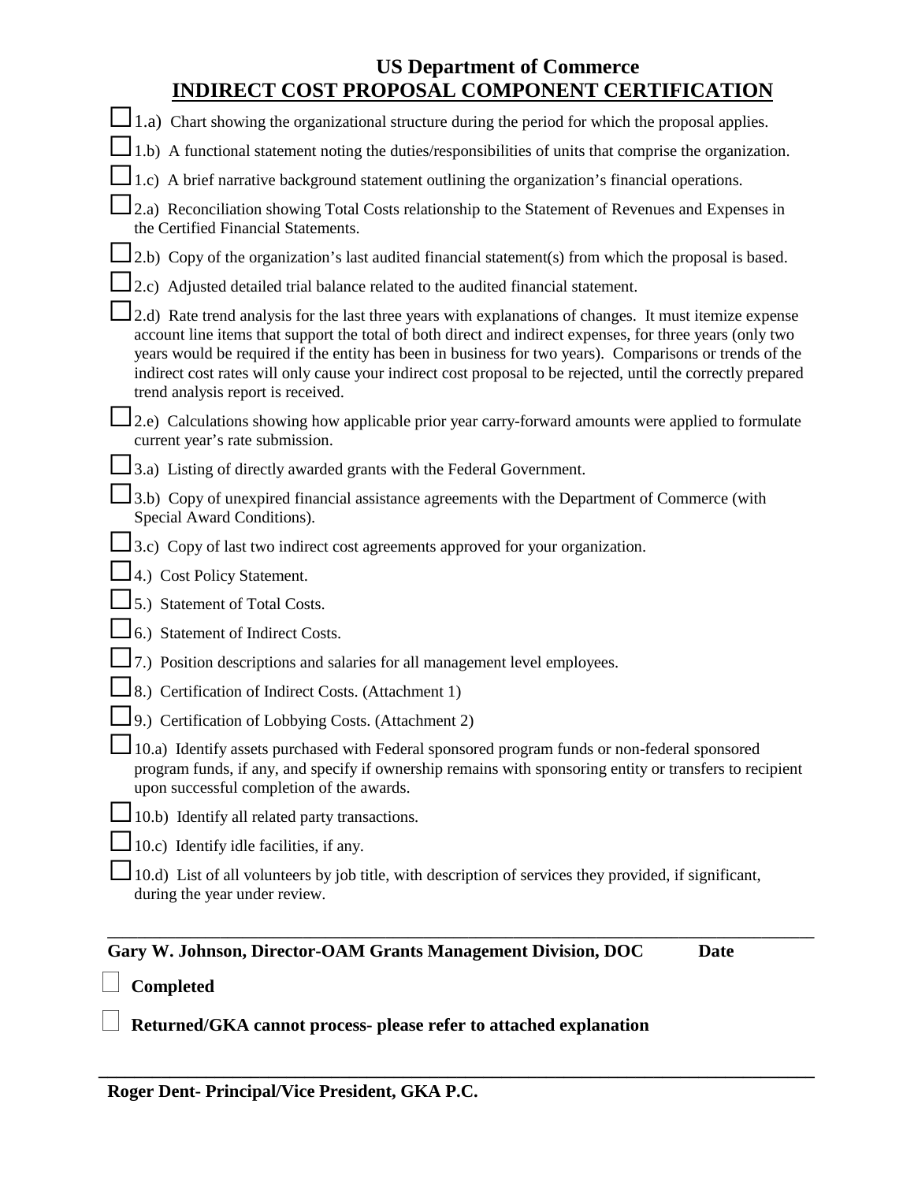# US Department of Commerce
## INDIRECT COST PROPOSAL COMPONENT CERTIFICATION

- ☐ 1.a) Chart showing the organizational structure during the period for which the proposal applies.
- ☐ 1.b) A functional statement noting the duties/responsibilities of units that comprise the organization.
- ☐ 1.c) A brief narrative background statement outlining the organization's financial operations.
- ☐ 2.a) Reconciliation showing Total Costs relationship to the Statement of Revenues and Expenses in the Certified Financial Statements.
- ☐ 2.b) Copy of the organization's last audited financial statement(s) from which the proposal is based.
- ☐ 2.c) Adjusted detailed trial balance related to the audited financial statement.
- ☐ 2.d) Rate trend analysis for the last three years with explanations of changes. It must itemize expense account line items that support the total of both direct and indirect expenses, for three years (only two years would be required if the entity has been in business for two years). Comparisons or trends of the indirect cost rates will only cause your indirect cost proposal to be rejected, until the correctly prepared trend analysis report is received.
- ☐ 2.e) Calculations showing how applicable prior year carry-forward amounts were applied to formulate current year's rate submission.
- ☐ 3.a) Listing of directly awarded grants with the Federal Government.
- ☐ 3.b) Copy of unexpired financial assistance agreements with the Department of Commerce (with Special Award Conditions).
- ☐ 3.c) Copy of last two indirect cost agreements approved for your organization.
- ☐ 4.) Cost Policy Statement.
- ☐ 5.) Statement of Total Costs.
- ☐ 6.) Statement of Indirect Costs.
- ☐ 7.) Position descriptions and salaries for all management level employees.
- ☐ 8.) Certification of Indirect Costs. (Attachment 1)
- ☐ 9.) Certification of Lobbying Costs. (Attachment 2)
- ☐ 10.a) Identify assets purchased with Federal sponsored program funds or non-federal sponsored program funds, if any, and specify if ownership remains with sponsoring entity or transfers to recipient upon successful completion of the awards.
- ☐ 10.b) Identify all related party transactions.
- ☐ 10.c) Identify idle facilities, if any.
- ☐ 10.d) List of all volunteers by job title, with description of services they provided, if significant, during the year under review.

______________________________________________________________________________

**Gary W. Johnson, Director-OAM Grants Management Division, DOC　　　Date**

☐ **Completed**

☐ **Returned/GKA cannot process- please refer to attached explanation**

______________________________________________________________________________

**Roger Dent- Principal/Vice President, GKA P.C.**